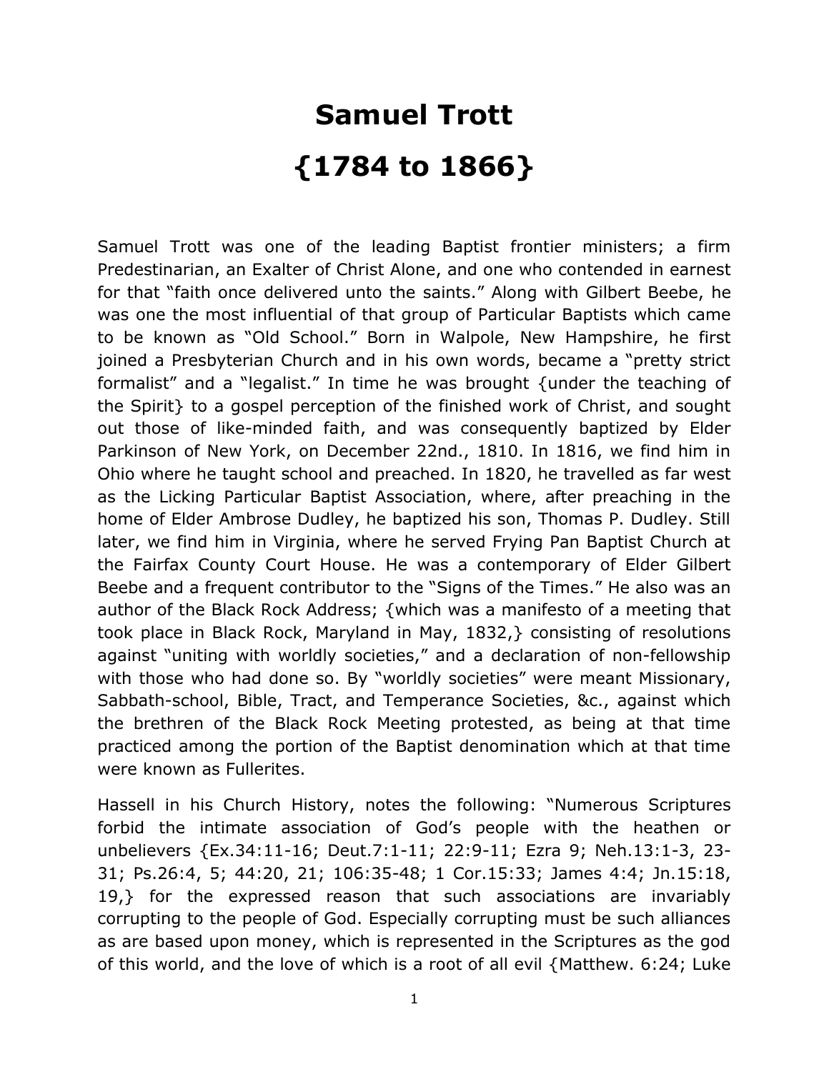# Samuel Trott

# {1784 to 1866}

Samuel Trott was one of the leading Baptist frontier ministers; a firm Predestinarian, an Exalter of Christ Alone, and one who contended in earnest for that "faith once delivered unto the saints." Along with Gilbert Beebe, he was one the most influential of that group of Particular Baptists which came to be known as "Old School." Born in Walpole, New Hampshire, he first joined a Presbyterian Church and in his own words, became a "pretty strict formalist" and a "legalist." In time he was brought {under the teaching of the Spirit} to a gospel perception of the finished work of Christ, and sought out those of like-minded faith, and was consequently baptized by Elder Parkinson of New York, on December 22nd., 1810. In 1816, we find him in Ohio where he taught school and preached. In 1820, he travelled as far west as the Licking Particular Baptist Association, where, after preaching in the home of Elder Ambrose Dudley, he baptized his son, Thomas P. Dudley. Still later, we find him in Virginia, where he served Frying Pan Baptist Church at the Fairfax County Court House. He was a contemporary of Elder Gilbert Beebe and a frequent contributor to the "Signs of the Times." He also was an author of the Black Rock Address; {which was a manifesto of a meeting that took place in Black Rock, Maryland in May, 1832,} consisting of resolutions against "uniting with worldly societies," and a declaration of non-fellowship with those who had done so. By "worldly societies" were meant Missionary, Sabbath-school, Bible, Tract, and Temperance Societies, &c., against which the brethren of the Black Rock Meeting protested, as being at that time practiced among the portion of the Baptist denomination which at that time were known as Fullerites.

Hassell in his Church History, notes the following: "Numerous Scriptures forbid the intimate association of God's people with the heathen or unbelievers {Ex.34:11-16; Deut.7:1-11; 22:9-11; Ezra 9; Neh.13:1-3, 23-31; Ps.26:4, 5; 44:20, 21; 106:35-48; 1 Cor.15:33; James 4:4; Jn.15:18, 19,} for the expressed reason that such associations are invariably corrupting to the people of God. Especially corrupting must be such alliances as are based upon money, which is represented in the Scriptures as the god of this world, and the love of which is a root of all evil {Matthew. 6:24; Luke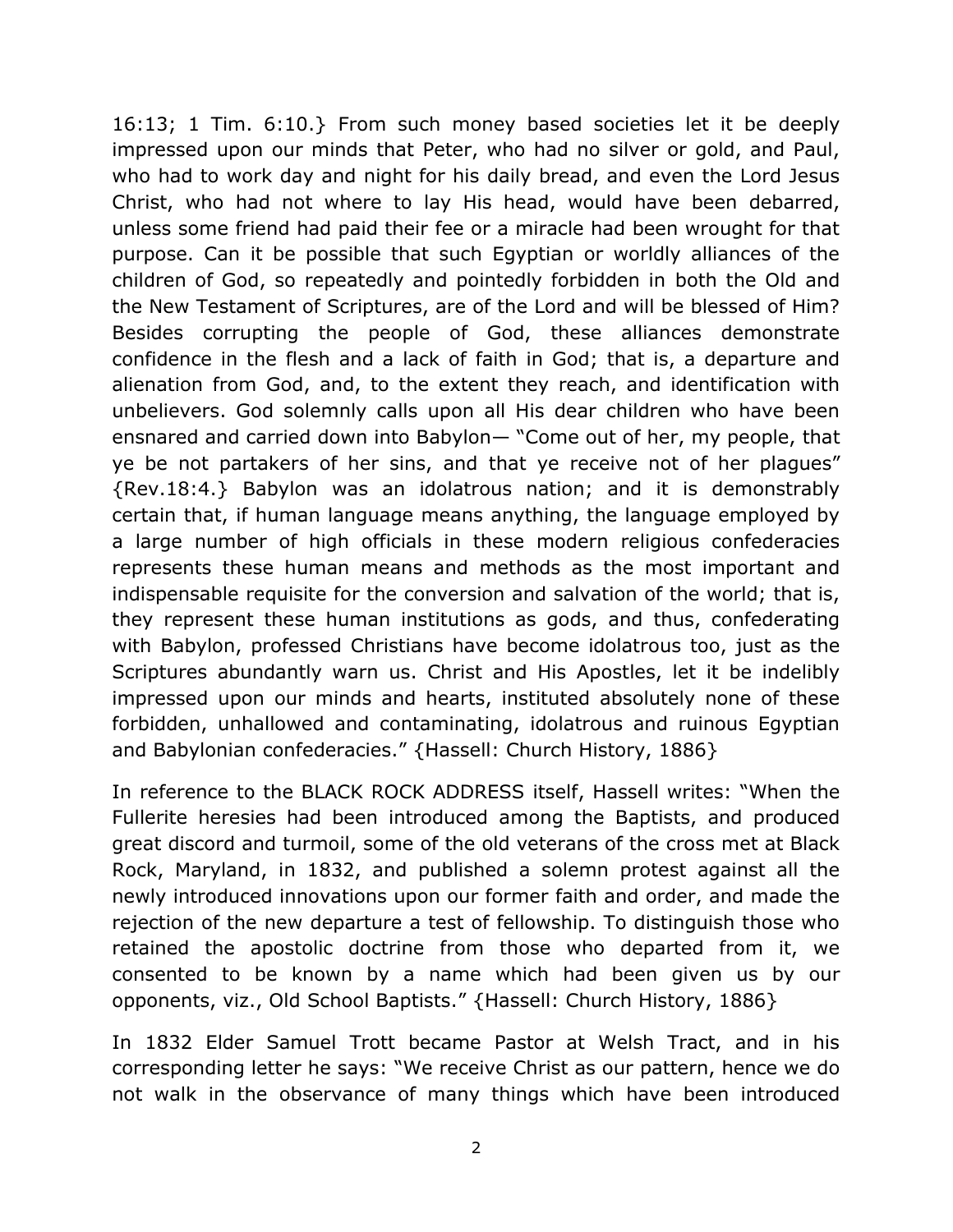16:13; 1 Tim. 6:10.} From such money based societies let it be deeply impressed upon our minds that Peter, who had no silver or gold, and Paul, who had to work day and night for his daily bread, and even the Lord Jesus Christ, who had not where to lay His head, would have been debarred, unless some friend had paid their fee or a miracle had been wrought for that purpose. Can it be possible that such Egyptian or worldly alliances of the children of God, so repeatedly and pointedly forbidden in both the Old and the New Testament of Scriptures, are of the Lord and will be blessed of Him? Besides corrupting the people of God, these alliances demonstrate confidence in the flesh and a lack of faith in God; that is, a departure and alienation from God, and, to the extent they reach, and identification with unbelievers. God solemnly calls upon all His dear children who have been ensnared and carried down into Babylon— "Come out of her, my people, that ye be not partakers of her sins, and that ye receive not of her plagues" {Rev.18:4.} Babylon was an idolatrous nation; and it is demonstrably certain that, if human language means anything, the language employed by a large number of high officials in these modern religious confederacies represents these human means and methods as the most important and indispensable requisite for the conversion and salvation of the world; that is, they represent these human institutions as gods, and thus, confederating with Babylon, professed Christians have become idolatrous too, just as the Scriptures abundantly warn us. Christ and His Apostles, let it be indelibly impressed upon our minds and hearts, instituted absolutely none of these forbidden, unhallowed and contaminating, idolatrous and ruinous Egyptian and Babylonian confederacies." {Hassell: Church History, 1886}

In reference to the BLACK ROCK ADDRESS itself, Hassell writes: "When the Fullerite heresies had been introduced among the Baptists, and produced great discord and turmoil, some of the old veterans of the cross met at Black Rock, Maryland, in 1832, and published a solemn protest against all the newly introduced innovations upon our former faith and order, and made the rejection of the new departure a test of fellowship. To distinguish those who retained the apostolic doctrine from those who departed from it, we consented to be known by a name which had been given us by our opponents, viz., Old School Baptists." {Hassell: Church History, 1886}

In 1832 Elder Samuel Trott became Pastor at Welsh Tract, and in his corresponding letter he says: "We receive Christ as our pattern, hence we do not walk in the observance of many things which have been introduced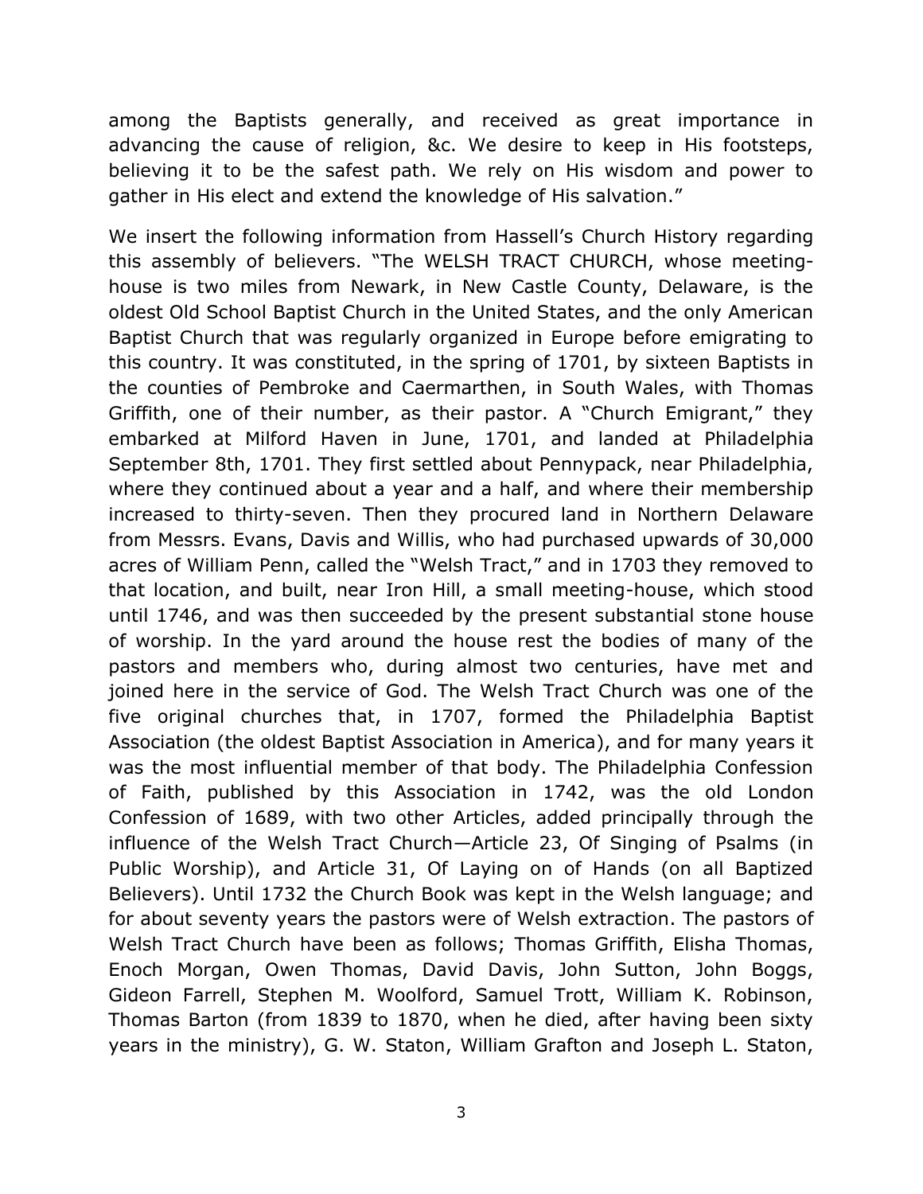among the Baptists generally, and received as great importance in advancing the cause of religion, &c. We desire to keep in His footsteps, believing it to be the safest path. We rely on His wisdom and power to gather in His elect and extend the knowledge of His salvation."

We insert the following information from Hassell's Church History regarding this assembly of believers. "The WELSH TRACT CHURCH, whose meeting-house is two miles from Newark, in New Castle County, Delaware, is the oldest Old School Baptist Church in the United States, and the only American Baptist Church that was regularly organized in Europe before emigrating to this country. It was constituted, in the spring of 1701, by sixteen Baptists in the counties of Pembroke and Caermarthen, in South Wales, with Thomas Griffith, one of their number, as their pastor. A "Church Emigrant," they embarked at Milford Haven in June, 1701, and landed at Philadelphia September 8th, 1701. They first settled about Pennypack, near Philadelphia, where they continued about a year and a half, and where their membership increased to thirty-seven. Then they procured land in Northern Delaware from Messrs. Evans, Davis and Willis, who had purchased upwards of 30,000 acres of William Penn, called the "Welsh Tract," and in 1703 they removed to that location, and built, near Iron Hill, a small meeting-house, which stood until 1746, and was then succeeded by the present substantial stone house of worship. In the yard around the house rest the bodies of many of the pastors and members who, during almost two centuries, have met and joined here in the service of God. The Welsh Tract Church was one of the five original churches that, in 1707, formed the Philadelphia Baptist Association (the oldest Baptist Association in America), and for many years it was the most influential member of that body. The Philadelphia Confession of Faith, published by this Association in 1742, was the old London Confession of 1689, with two other Articles, added principally through the influence of the Welsh Tract Church—Article 23, Of Singing of Psalms (in Public Worship), and Article 31, Of Laying on of Hands (on all Baptized Believers). Until 1732 the Church Book was kept in the Welsh language; and for about seventy years the pastors were of Welsh extraction. The pastors of Welsh Tract Church have been as follows; Thomas Griffith, Elisha Thomas, Enoch Morgan, Owen Thomas, David Davis, John Sutton, John Boggs, Gideon Farrell, Stephen M. Woolford, Samuel Trott, William K. Robinson, Thomas Barton (from 1839 to 1870, when he died, after having been sixty years in the ministry), G. W. Staton, William Grafton and Joseph L. Staton,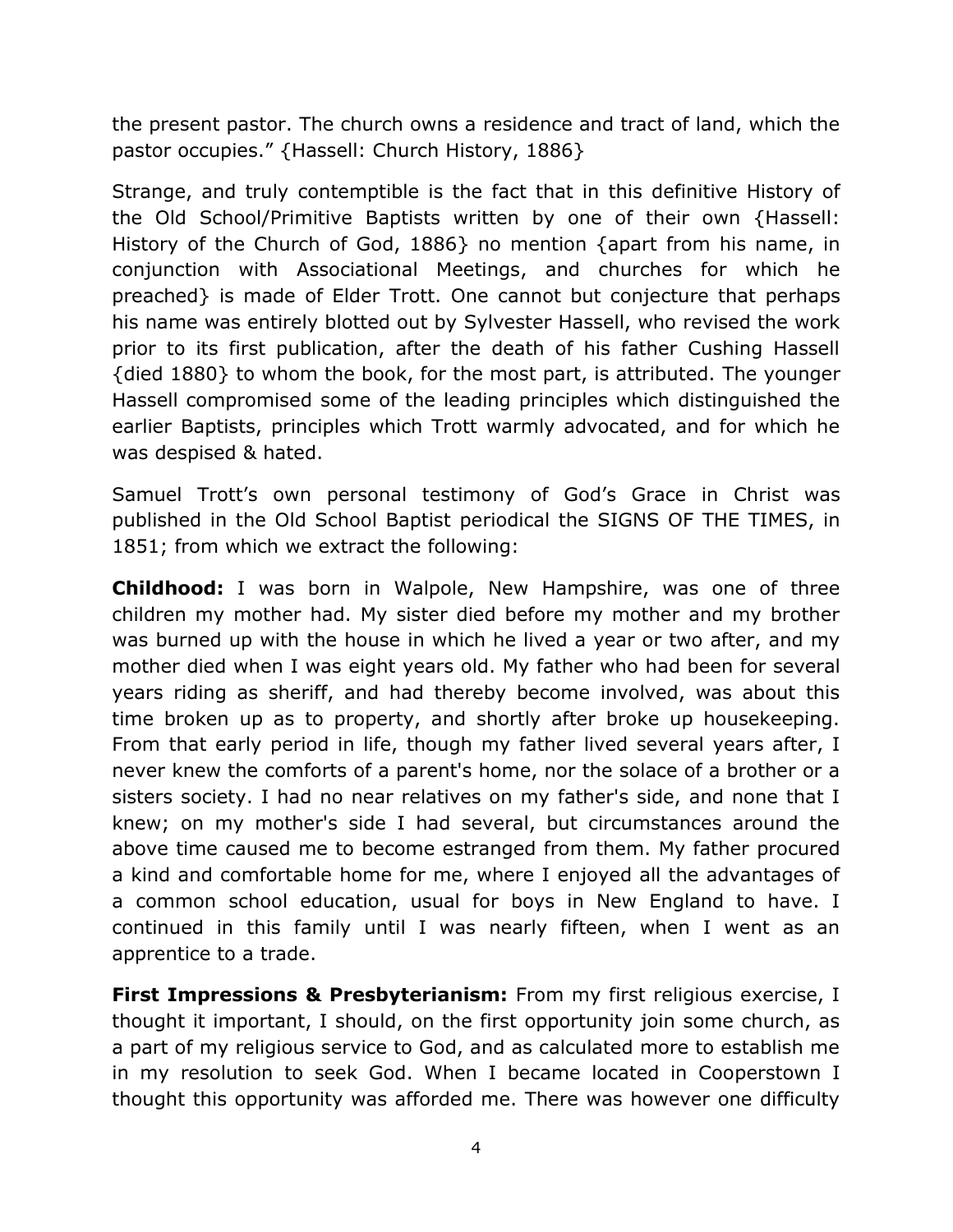the present pastor. The church owns a residence and tract of land, which the pastor occupies." {Hassell: Church History, 1886}

Strange, and truly contemptible is the fact that in this definitive History of the Old School/Primitive Baptists written by one of their own {Hassell: History of the Church of God, 1886} no mention {apart from his name, in conjunction with Associational Meetings, and churches for which he preached} is made of Elder Trott. One cannot but conjecture that perhaps his name was entirely blotted out by Sylvester Hassell, who revised the work prior to its first publication, after the death of his father Cushing Hassell {died 1880} to whom the book, for the most part, is attributed. The younger Hassell compromised some of the leading principles which distinguished the earlier Baptists, principles which Trott warmly advocated, and for which he was despised & hated.

Samuel Trott's own personal testimony of God's Grace in Christ was published in the Old School Baptist periodical the SIGNS OF THE TIMES, in 1851; from which we extract the following:

**Childhood:** I was born in Walpole, New Hampshire, was one of three children my mother had. My sister died before my mother and my brother was burned up with the house in which he lived a year or two after, and my mother died when I was eight years old. My father who had been for several years riding as sheriff, and had thereby become involved, was about this time broken up as to property, and shortly after broke up housekeeping. From that early period in life, though my father lived several years after, I never knew the comforts of a parent's home, nor the solace of a brother or a sisters society. I had no near relatives on my father's side, and none that I knew; on my mother's side I had several, but circumstances around the above time caused me to become estranged from them. My father procured a kind and comfortable home for me, where I enjoyed all the advantages of a common school education, usual for boys in New England to have. I continued in this family until I was nearly fifteen, when I went as an apprentice to a trade.

**First Impressions & Presbyterianism:** From my first religious exercise, I thought it important, I should, on the first opportunity join some church, as a part of my religious service to God, and as calculated more to establish me in my resolution to seek God. When I became located in Cooperstown I thought this opportunity was afforded me. There was however one difficulty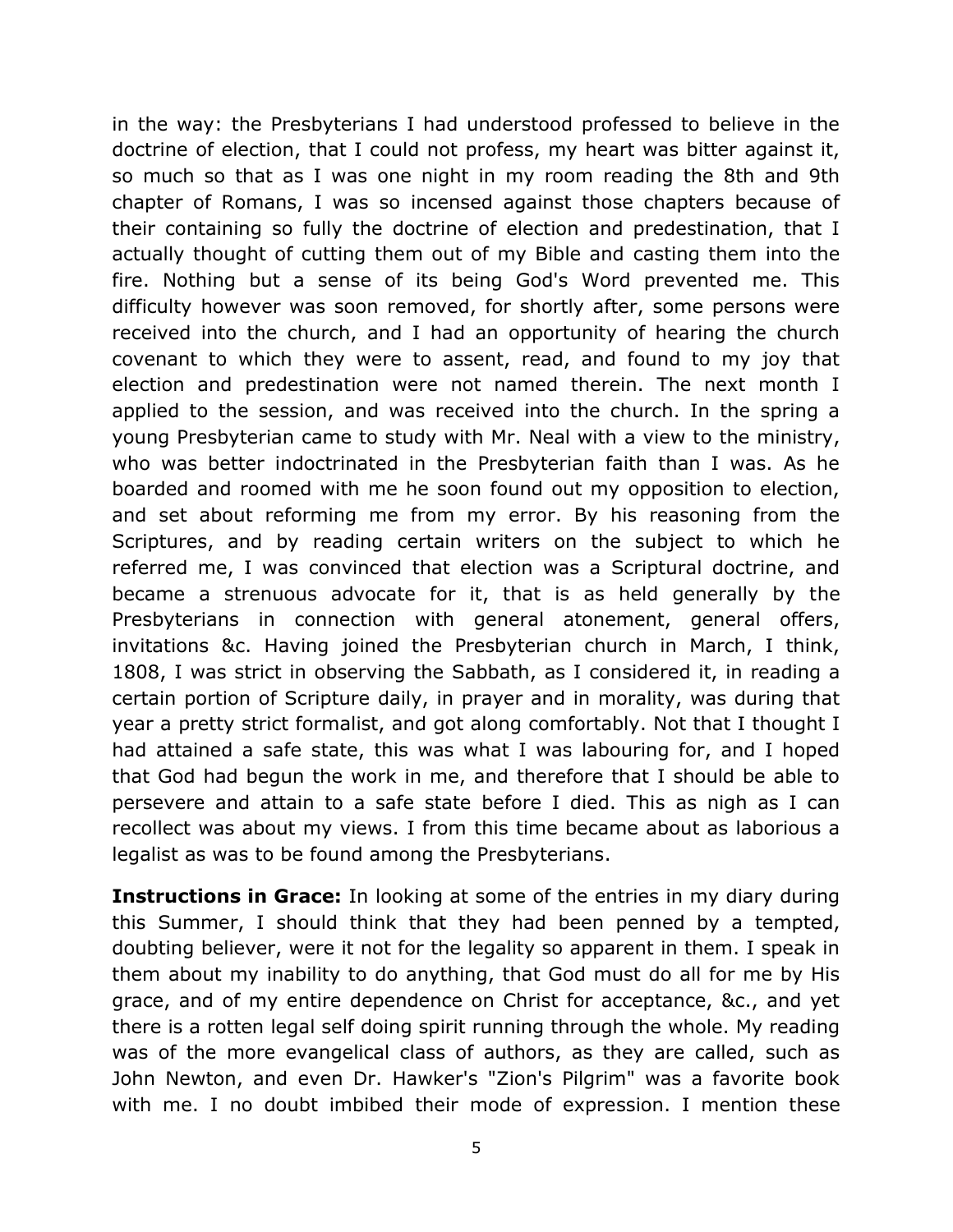in the way: the Presbyterians I had understood professed to believe in the doctrine of election, that I could not profess, my heart was bitter against it, so much so that as I was one night in my room reading the 8th and 9th chapter of Romans, I was so incensed against those chapters because of their containing so fully the doctrine of election and predestination, that I actually thought of cutting them out of my Bible and casting them into the fire. Nothing but a sense of its being God's Word prevented me. This difficulty however was soon removed, for shortly after, some persons were received into the church, and I had an opportunity of hearing the church covenant to which they were to assent, read, and found to my joy that election and predestination were not named therein. The next month I applied to the session, and was received into the church. In the spring a young Presbyterian came to study with Mr. Neal with a view to the ministry, who was better indoctrinated in the Presbyterian faith than I was. As he boarded and roomed with me he soon found out my opposition to election, and set about reforming me from my error. By his reasoning from the Scriptures, and by reading certain writers on the subject to which he referred me, I was convinced that election was a Scriptural doctrine, and became a strenuous advocate for it, that is as held generally by the Presbyterians in connection with general atonement, general offers, invitations &c. Having joined the Presbyterian church in March, I think, 1808, I was strict in observing the Sabbath, as I considered it, in reading a certain portion of Scripture daily, in prayer and in morality, was during that year a pretty strict formalist, and got along comfortably. Not that I thought I had attained a safe state, this was what I was labouring for, and I hoped that God had begun the work in me, and therefore that I should be able to persevere and attain to a safe state before I died. This as nigh as I can recollect was about my views. I from this time became about as laborious a legalist as was to be found among the Presbyterians.

**Instructions in Grace:** In looking at some of the entries in my diary during this Summer, I should think that they had been penned by a tempted, doubting believer, were it not for the legality so apparent in them. I speak in them about my inability to do anything, that God must do all for me by His grace, and of my entire dependence on Christ for acceptance, &c., and yet there is a rotten legal self doing spirit running through the whole. My reading was of the more evangelical class of authors, as they are called, such as John Newton, and even Dr. Hawker's "Zion's Pilgrim" was a favorite book with me. I no doubt imbibed their mode of expression. I mention these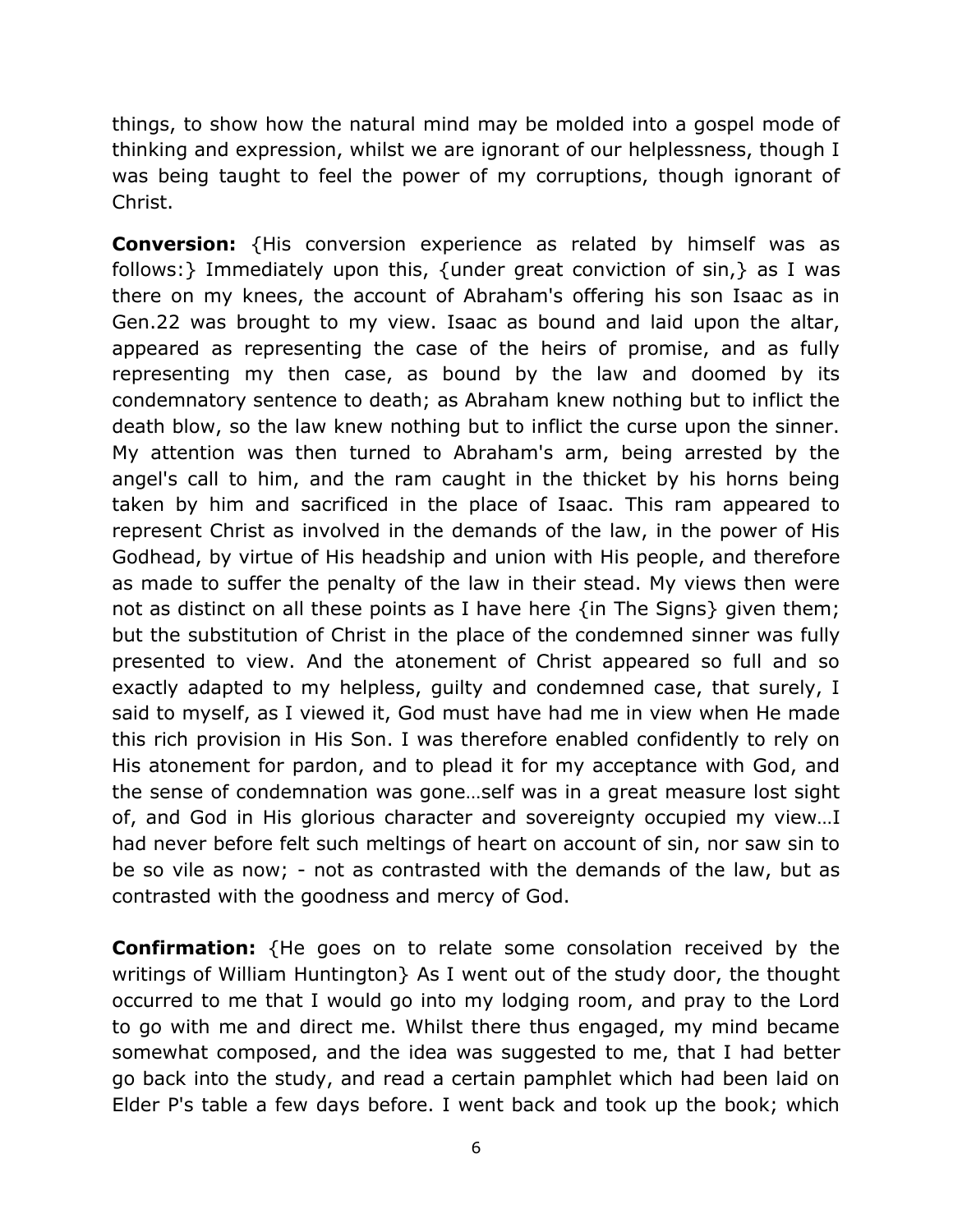things, to show how the natural mind may be molded into a gospel mode of thinking and expression, whilst we are ignorant of our helplessness, though I was being taught to feel the power of my corruptions, though ignorant of Christ.

**Conversion:** {His conversion experience as related by himself was as follows:} Immediately upon this, {under great conviction of sin,} as I was there on my knees, the account of Abraham's offering his son Isaac as in Gen.22 was brought to my view. Isaac as bound and laid upon the altar, appeared as representing the case of the heirs of promise, and as fully representing my then case, as bound by the law and doomed by its condemnatory sentence to death; as Abraham knew nothing but to inflict the death blow, so the law knew nothing but to inflict the curse upon the sinner. My attention was then turned to Abraham's arm, being arrested by the angel's call to him, and the ram caught in the thicket by his horns being taken by him and sacrificed in the place of Isaac. This ram appeared to represent Christ as involved in the demands of the law, in the power of His Godhead, by virtue of His headship and union with His people, and therefore as made to suffer the penalty of the law in their stead. My views then were not as distinct on all these points as I have here {in The Signs} given them; but the substitution of Christ in the place of the condemned sinner was fully presented to view. And the atonement of Christ appeared so full and so exactly adapted to my helpless, guilty and condemned case, that surely, I said to myself, as I viewed it, God must have had me in view when He made this rich provision in His Son. I was therefore enabled confidently to rely on His atonement for pardon, and to plead it for my acceptance with God, and the sense of condemnation was gone…self was in a great measure lost sight of, and God in His glorious character and sovereignty occupied my view…I had never before felt such meltings of heart on account of sin, nor saw sin to be so vile as now; - not as contrasted with the demands of the law, but as contrasted with the goodness and mercy of God.

**Confirmation:** {He goes on to relate some consolation received by the writings of William Huntington} As I went out of the study door, the thought occurred to me that I would go into my lodging room, and pray to the Lord to go with me and direct me. Whilst there thus engaged, my mind became somewhat composed, and the idea was suggested to me, that I had better go back into the study, and read a certain pamphlet which had been laid on Elder P's table a few days before. I went back and took up the book; which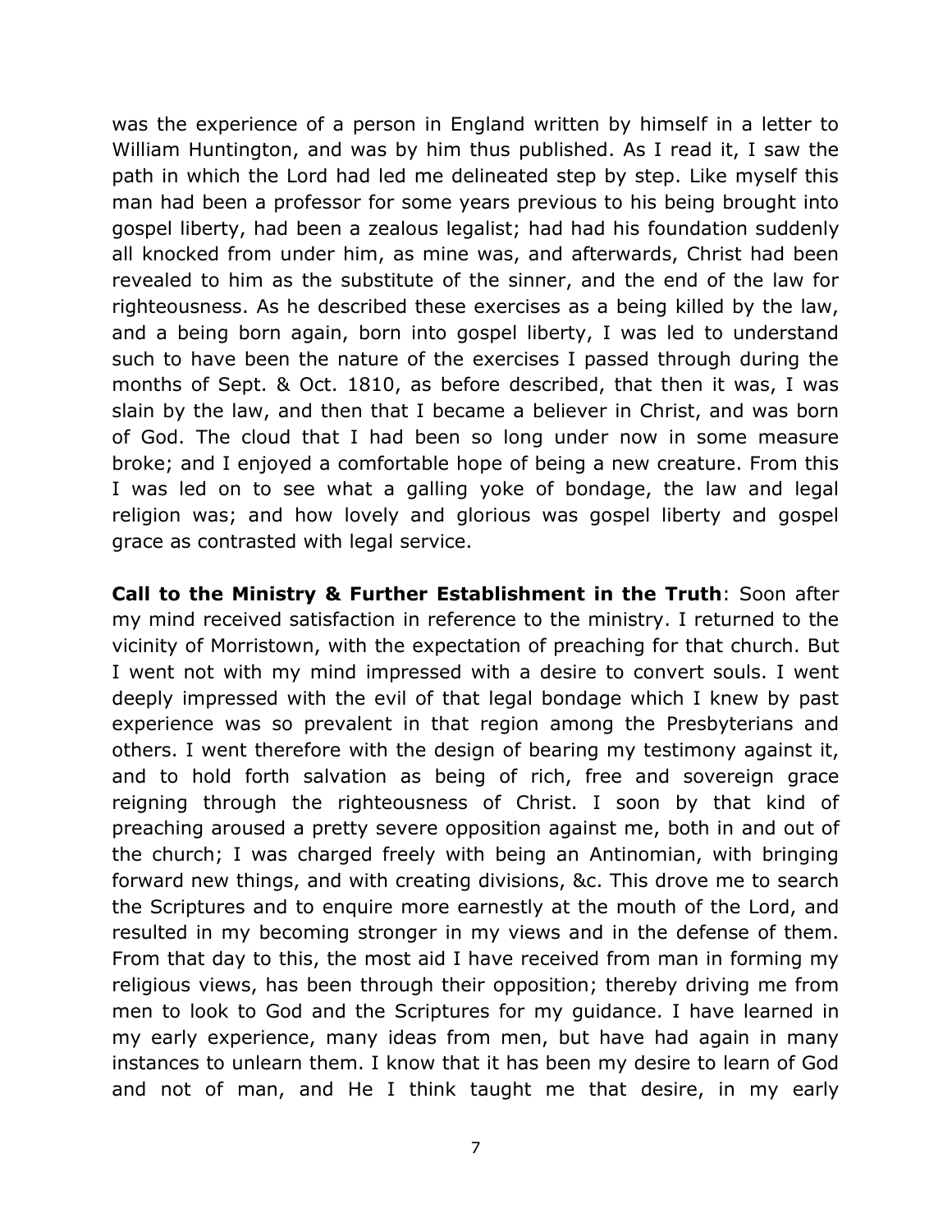was the experience of a person in England written by himself in a letter to William Huntington, and was by him thus published. As I read it, I saw the path in which the Lord had led me delineated step by step. Like myself this man had been a professor for some years previous to his being brought into gospel liberty, had been a zealous legalist; had had his foundation suddenly all knocked from under him, as mine was, and afterwards, Christ had been revealed to him as the substitute of the sinner, and the end of the law for righteousness. As he described these exercises as a being killed by the law, and a being born again, born into gospel liberty, I was led to understand such to have been the nature of the exercises I passed through during the months of Sept. & Oct. 1810, as before described, that then it was, I was slain by the law, and then that I became a believer in Christ, and was born of God. The cloud that I had been so long under now in some measure broke; and I enjoyed a comfortable hope of being a new creature. From this I was led on to see what a galling yoke of bondage, the law and legal religion was; and how lovely and glorious was gospel liberty and gospel grace as contrasted with legal service.

**Call to the Ministry & Further Establishment in the Truth**: Soon after my mind received satisfaction in reference to the ministry. I returned to the vicinity of Morristown, with the expectation of preaching for that church. But I went not with my mind impressed with a desire to convert souls. I went deeply impressed with the evil of that legal bondage which I knew by past experience was so prevalent in that region among the Presbyterians and others. I went therefore with the design of bearing my testimony against it, and to hold forth salvation as being of rich, free and sovereign grace reigning through the righteousness of Christ. I soon by that kind of preaching aroused a pretty severe opposition against me, both in and out of the church; I was charged freely with being an Antinomian, with bringing forward new things, and with creating divisions, &c. This drove me to search the Scriptures and to enquire more earnestly at the mouth of the Lord, and resulted in my becoming stronger in my views and in the defense of them. From that day to this, the most aid I have received from man in forming my religious views, has been through their opposition; thereby driving me from men to look to God and the Scriptures for my guidance. I have learned in my early experience, many ideas from men, but have had again in many instances to unlearn them. I know that it has been my desire to learn of God and not of man, and He I think taught me that desire, in my early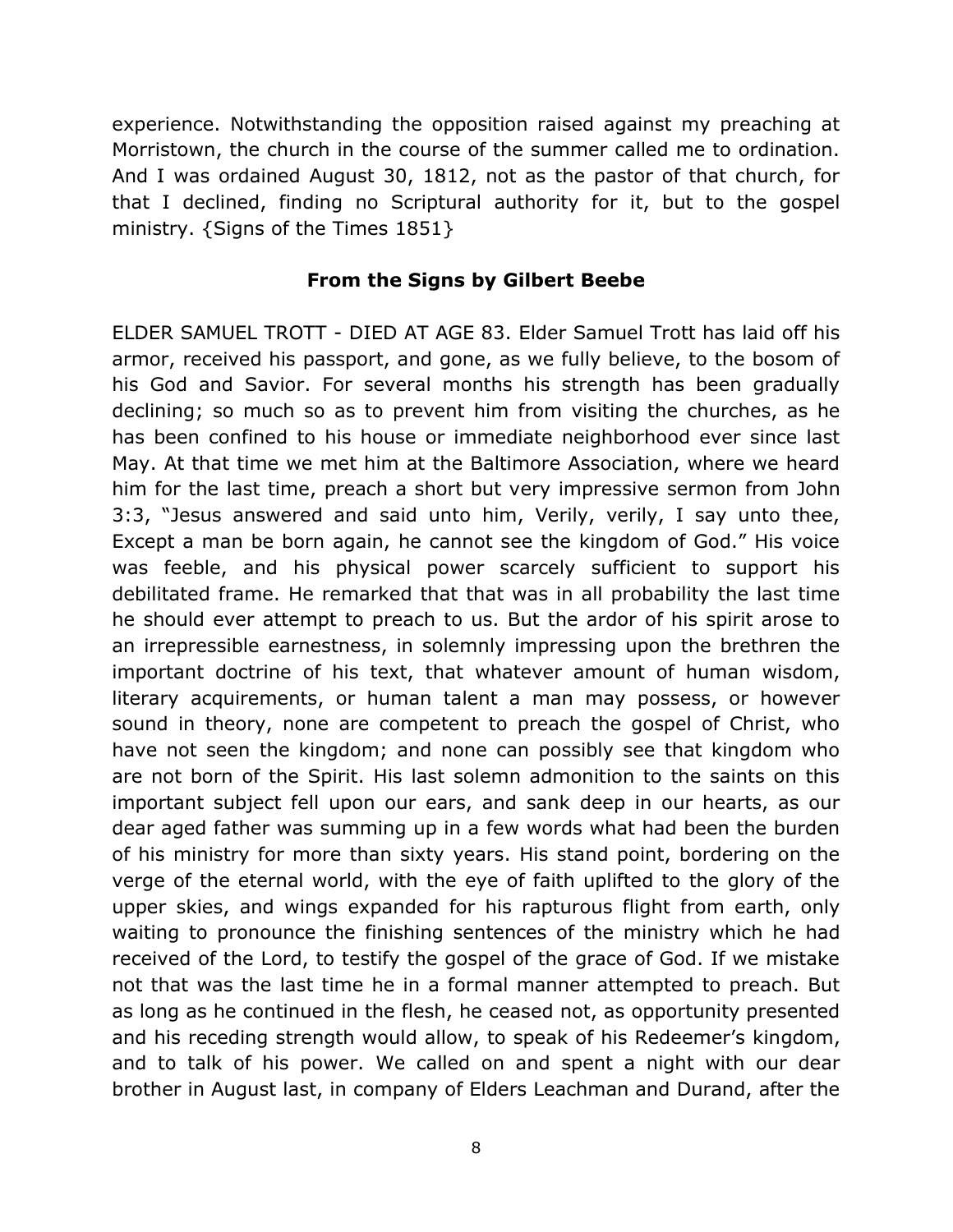experience. Notwithstanding the opposition raised against my preaching at Morristown, the church in the course of the summer called me to ordination. And I was ordained August 30, 1812, not as the pastor of that church, for that I declined, finding no Scriptural authority for it, but to the gospel ministry. {Signs of the Times 1851}

### From the Signs by Gilbert Beebe

ELDER SAMUEL TROTT - DIED AT AGE 83. Elder Samuel Trott has laid off his armor, received his passport, and gone, as we fully believe, to the bosom of his God and Savior. For several months his strength has been gradually declining; so much so as to prevent him from visiting the churches, as he has been confined to his house or immediate neighborhood ever since last May. At that time we met him at the Baltimore Association, where we heard him for the last time, preach a short but very impressive sermon from John 3:3, "Jesus answered and said unto him, Verily, verily, I say unto thee, Except a man be born again, he cannot see the kingdom of God." His voice was feeble, and his physical power scarcely sufficient to support his debilitated frame. He remarked that that was in all probability the last time he should ever attempt to preach to us. But the ardor of his spirit arose to an irrepressible earnestness, in solemnly impressing upon the brethren the important doctrine of his text, that whatever amount of human wisdom, literary acquirements, or human talent a man may possess, or however sound in theory, none are competent to preach the gospel of Christ, who have not seen the kingdom; and none can possibly see that kingdom who are not born of the Spirit. His last solemn admonition to the saints on this important subject fell upon our ears, and sank deep in our hearts, as our dear aged father was summing up in a few words what had been the burden of his ministry for more than sixty years. His stand point, bordering on the verge of the eternal world, with the eye of faith uplifted to the glory of the upper skies, and wings expanded for his rapturous flight from earth, only waiting to pronounce the finishing sentences of the ministry which he had received of the Lord, to testify the gospel of the grace of God. If we mistake not that was the last time he in a formal manner attempted to preach. But as long as he continued in the flesh, he ceased not, as opportunity presented and his receding strength would allow, to speak of his Redeemer's kingdom, and to talk of his power. We called on and spent a night with our dear brother in August last, in company of Elders Leachman and Durand, after the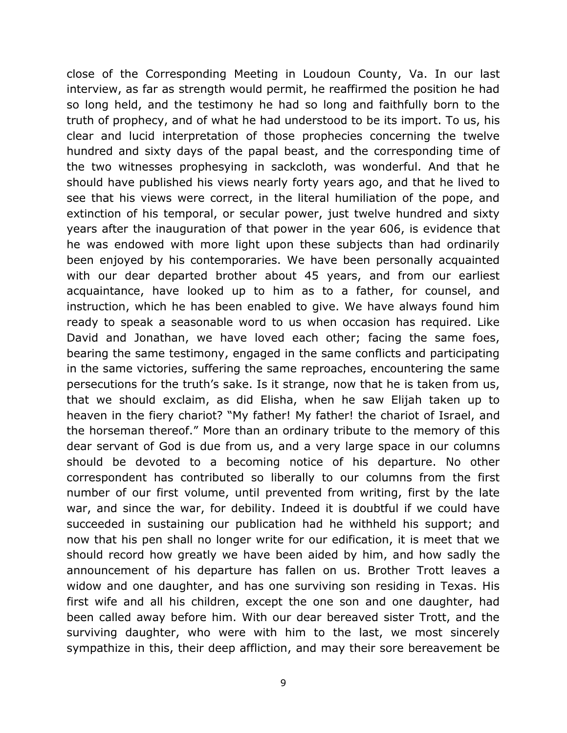close of the Corresponding Meeting in Loudoun County, Va. In our last interview, as far as strength would permit, he reaffirmed the position he had so long held, and the testimony he had so long and faithfully born to the truth of prophecy, and of what he had understood to be its import. To us, his clear and lucid interpretation of those prophecies concerning the twelve hundred and sixty days of the papal beast, and the corresponding time of the two witnesses prophesying in sackcloth, was wonderful. And that he should have published his views nearly forty years ago, and that he lived to see that his views were correct, in the literal humiliation of the pope, and extinction of his temporal, or secular power, just twelve hundred and sixty years after the inauguration of that power in the year 606, is evidence that he was endowed with more light upon these subjects than had ordinarily been enjoyed by his contemporaries. We have been personally acquainted with our dear departed brother about 45 years, and from our earliest acquaintance, have looked up to him as to a father, for counsel, and instruction, which he has been enabled to give. We have always found him ready to speak a seasonable word to us when occasion has required. Like David and Jonathan, we have loved each other; facing the same foes, bearing the same testimony, engaged in the same conflicts and participating in the same victories, suffering the same reproaches, encountering the same persecutions for the truth's sake. Is it strange, now that he is taken from us, that we should exclaim, as did Elisha, when he saw Elijah taken up to heaven in the fiery chariot? "My father! My father! the chariot of Israel, and the horseman thereof." More than an ordinary tribute to the memory of this dear servant of God is due from us, and a very large space in our columns should be devoted to a becoming notice of his departure. No other correspondent has contributed so liberally to our columns from the first number of our first volume, until prevented from writing, first by the late war, and since the war, for debility. Indeed it is doubtful if we could have succeeded in sustaining our publication had he withheld his support; and now that his pen shall no longer write for our edification, it is meet that we should record how greatly we have been aided by him, and how sadly the announcement of his departure has fallen on us. Brother Trott leaves a widow and one daughter, and has one surviving son residing in Texas. His first wife and all his children, except the one son and one daughter, had been called away before him. With our dear bereaved sister Trott, and the surviving daughter, who were with him to the last, we most sincerely sympathize in this, their deep affliction, and may their sore bereavement be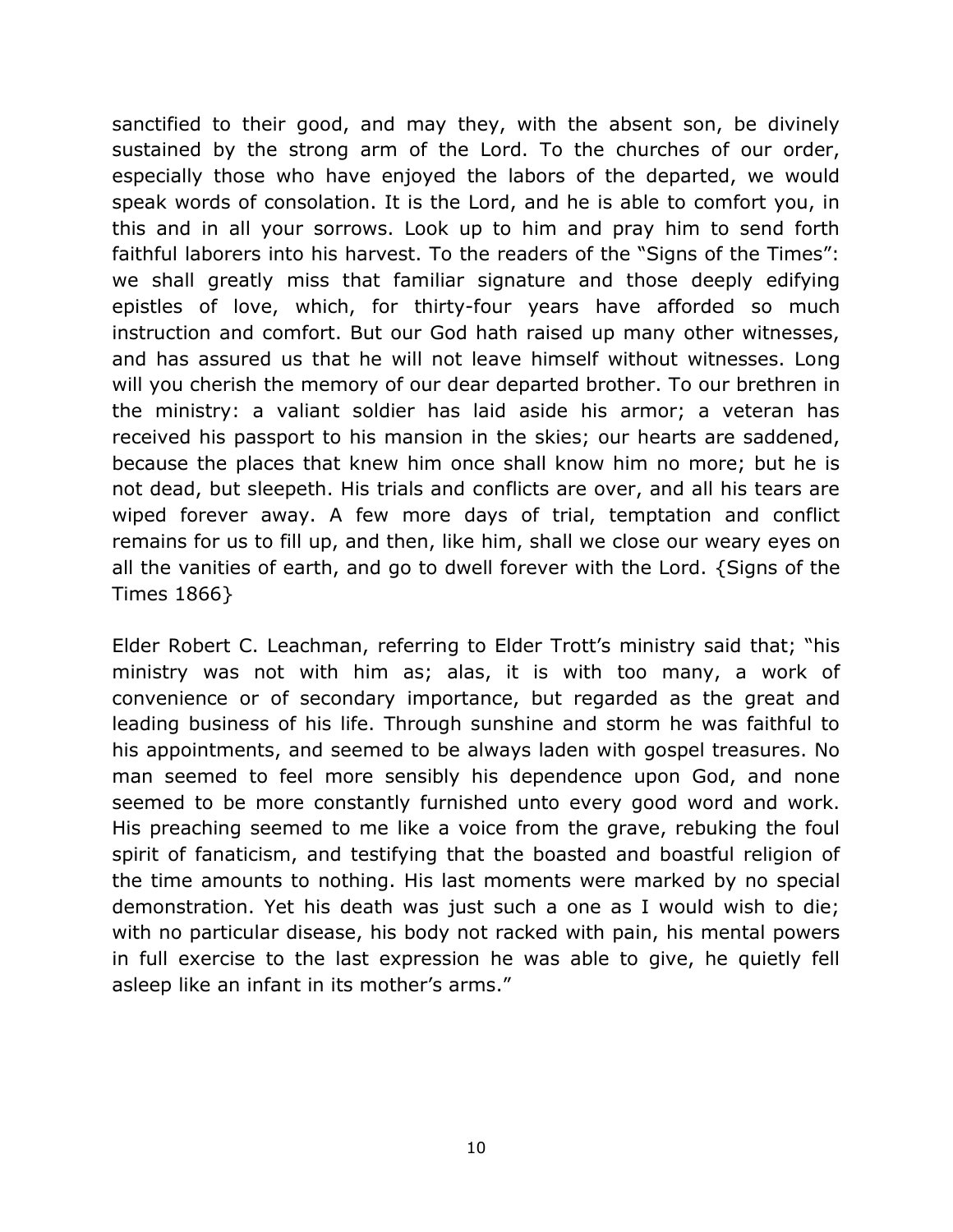sanctified to their good, and may they, with the absent son, be divinely sustained by the strong arm of the Lord. To the churches of our order, especially those who have enjoyed the labors of the departed, we would speak words of consolation. It is the Lord, and he is able to comfort you, in this and in all your sorrows. Look up to him and pray him to send forth faithful laborers into his harvest. To the readers of the "Signs of the Times": we shall greatly miss that familiar signature and those deeply edifying epistles of love, which, for thirty-four years have afforded so much instruction and comfort. But our God hath raised up many other witnesses, and has assured us that he will not leave himself without witnesses. Long will you cherish the memory of our dear departed brother. To our brethren in the ministry: a valiant soldier has laid aside his armor; a veteran has received his passport to his mansion in the skies; our hearts are saddened, because the places that knew him once shall know him no more; but he is not dead, but sleepeth. His trials and conflicts are over, and all his tears are wiped forever away. A few more days of trial, temptation and conflict remains for us to fill up, and then, like him, shall we close our weary eyes on all the vanities of earth, and go to dwell forever with the Lord. {Signs of the Times 1866}

Elder Robert C. Leachman, referring to Elder Trott's ministry said that; "his ministry was not with him as; alas, it is with too many, a work of convenience or of secondary importance, but regarded as the great and leading business of his life. Through sunshine and storm he was faithful to his appointments, and seemed to be always laden with gospel treasures. No man seemed to feel more sensibly his dependence upon God, and none seemed to be more constantly furnished unto every good word and work. His preaching seemed to me like a voice from the grave, rebuking the foul spirit of fanaticism, and testifying that the boasted and boastful religion of the time amounts to nothing. His last moments were marked by no special demonstration. Yet his death was just such a one as I would wish to die; with no particular disease, his body not racked with pain, his mental powers in full exercise to the last expression he was able to give, he quietly fell asleep like an infant in its mother's arms."